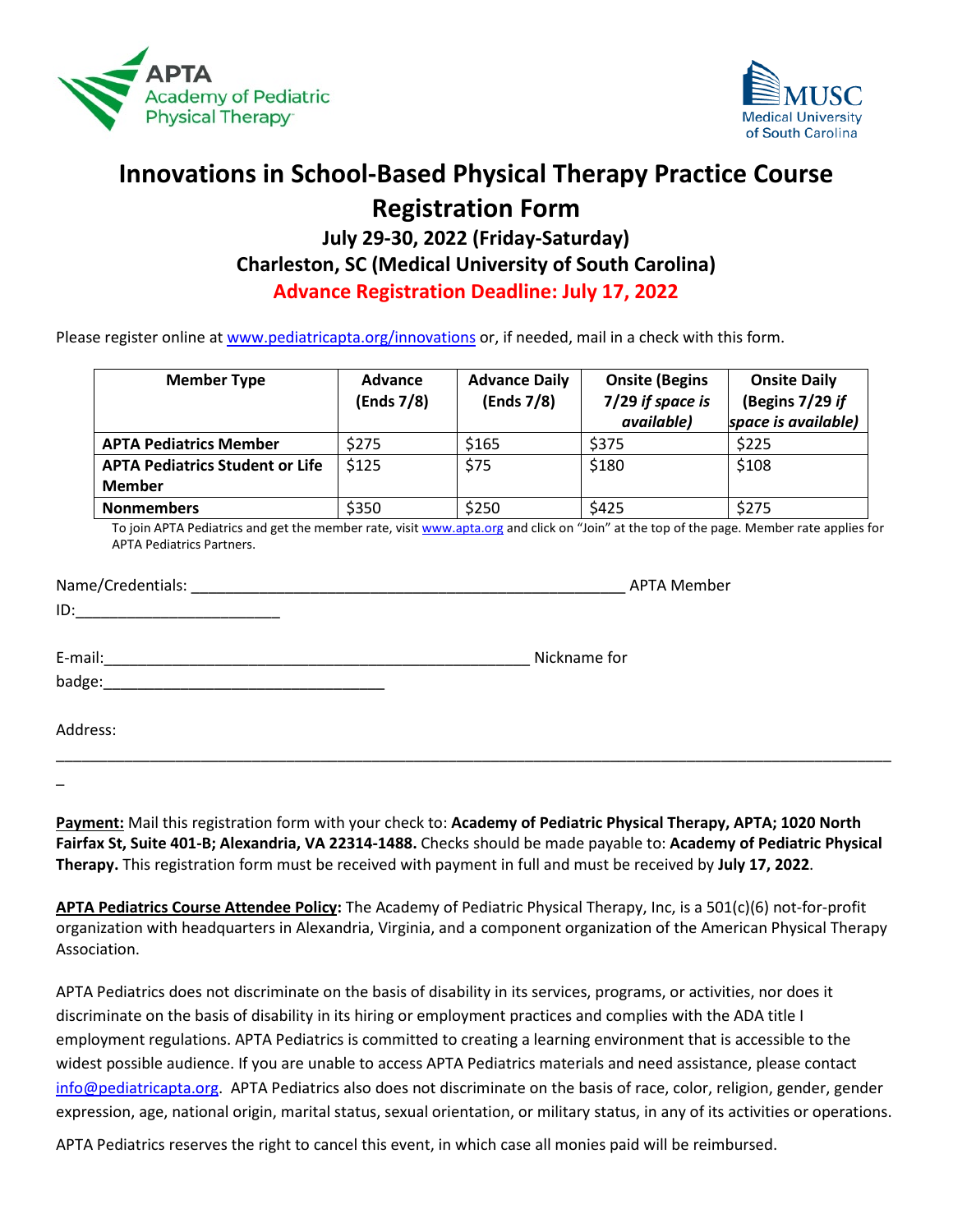# Innovations in School-Based Physical Therapy Practice Course Registration Form

### July 29-30, 2022 (Friday-Saturday)

### Charleston, SC (Medical University of South Carolina)

### Advance Registration Deadline: July 17, 2022

Please register online at www.pediatricapta.org/innovations or, if needed, mail in a check with this form.

| Member Type | Advance (Ends 7/8) | Advance Daily (Ends 7/8) | Onsite (Begins 7/29 *if space is available)* | Onsite Daily (Begins 7/29 *if space is available)* |
|---|---|---|---|---|
| **APTA Pediatrics Member** | $275 | $165 | $375 | $225 |
| **APTA Pediatrics Student or Life Member** | $125 | $75 | $180 | $108 |
| **Nonmembers** | $350 | $250 | $425 | $275 |

To join APTA Pediatrics and get the member rate, visit www.apta.org and click on "Join" at the top of the page. Member rate applies for APTA Pediatrics Partners.

Name/Credentials: ____________________________________________________ APTA Member ID:________________________

E-mail:___________________________________________________ Nickname for badge:_________________________________

Address: ____________________________________________________________________________________________

**Payment:** Mail this registration form with your check to: **Academy of Pediatric Physical Therapy, APTA; 1020 North Fairfax St, Suite 401-B; Alexandria, VA 22314-1488.** Checks should be made payable to: **Academy of Pediatric Physical Therapy.** This registration form must be received with payment in full and must be received by **July 17, 2022**.

**APTA Pediatrics Course Attendee Policy:** The Academy of Pediatric Physical Therapy, Inc, is a 501(c)(6) not-for-profit organization with headquarters in Alexandria, Virginia, and a component organization of the American Physical Therapy Association.

APTA Pediatrics does not discriminate on the basis of disability in its services, programs, or activities, nor does it discriminate on the basis of disability in its hiring or employment practices and complies with the ADA title I employment regulations. APTA Pediatrics is committed to creating a learning environment that is accessible to the widest possible audience. If you are unable to access APTA Pediatrics materials and need assistance, please contact info@pediatricapta.org. APTA Pediatrics also does not discriminate on the basis of race, color, religion, gender, gender expression, age, national origin, marital status, sexual orientation, or military status, in any of its activities or operations.

APTA Pediatrics reserves the right to cancel this event, in which case all monies paid will be reimbursed.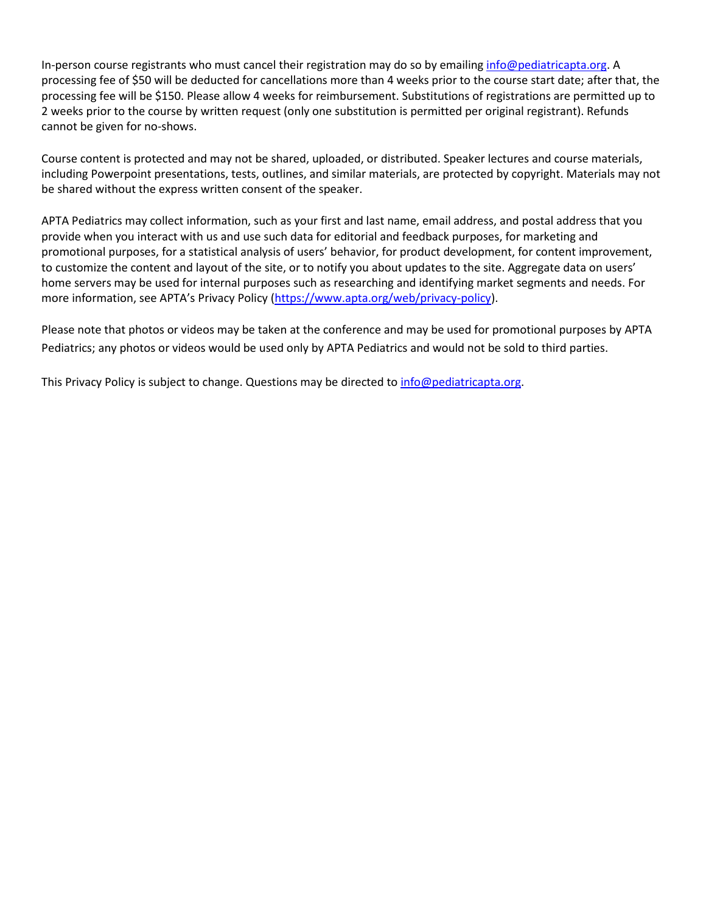In-person course registrants who must cancel their registration may do so by emailing [info@pediatricapta.org](mailto:info@pediatricapta.org). A processing fee of $50 will be deducted for cancellations more than 4 weeks prior to the course start date; after that, the processing fee will be $150. Please allow 4 weeks for reimbursement. Substitutions of registrations are permitted up to 2 weeks prior to the course by written request (only one substitution is permitted per original registrant). Refunds cannot be given for no-shows.

Course content is protected and may not be shared, uploaded, or distributed. Speaker lectures and course materials, including Powerpoint presentations, tests, outlines, and similar materials, are protected by copyright. Materials may not be shared without the express written consent of the speaker.

APTA Pediatrics may collect information, such as your first and last name, email address, and postal address that you provide when you interact with us and use such data for editorial and feedback purposes, for marketing and promotional purposes, for a statistical analysis of users' behavior, for product development, for content improvement, to customize the content and layout of the site, or to notify you about updates to the site. Aggregate data on users' home servers may be used for internal purposes such as researching and identifying market segments and needs. For more information, see APTA's Privacy Policy ([https://www.apta.org/web/privacy-policy](https://www.apta.org/web/privacy-policy)).

Please note that photos or videos may be taken at the conference and may be used for promotional purposes by APTA Pediatrics; any photos or videos would be used only by APTA Pediatrics and would not be sold to third parties.

This Privacy Policy is subject to change. Questions may be directed to [info@pediatricapta.org](mailto:info@pediatricapta.org).